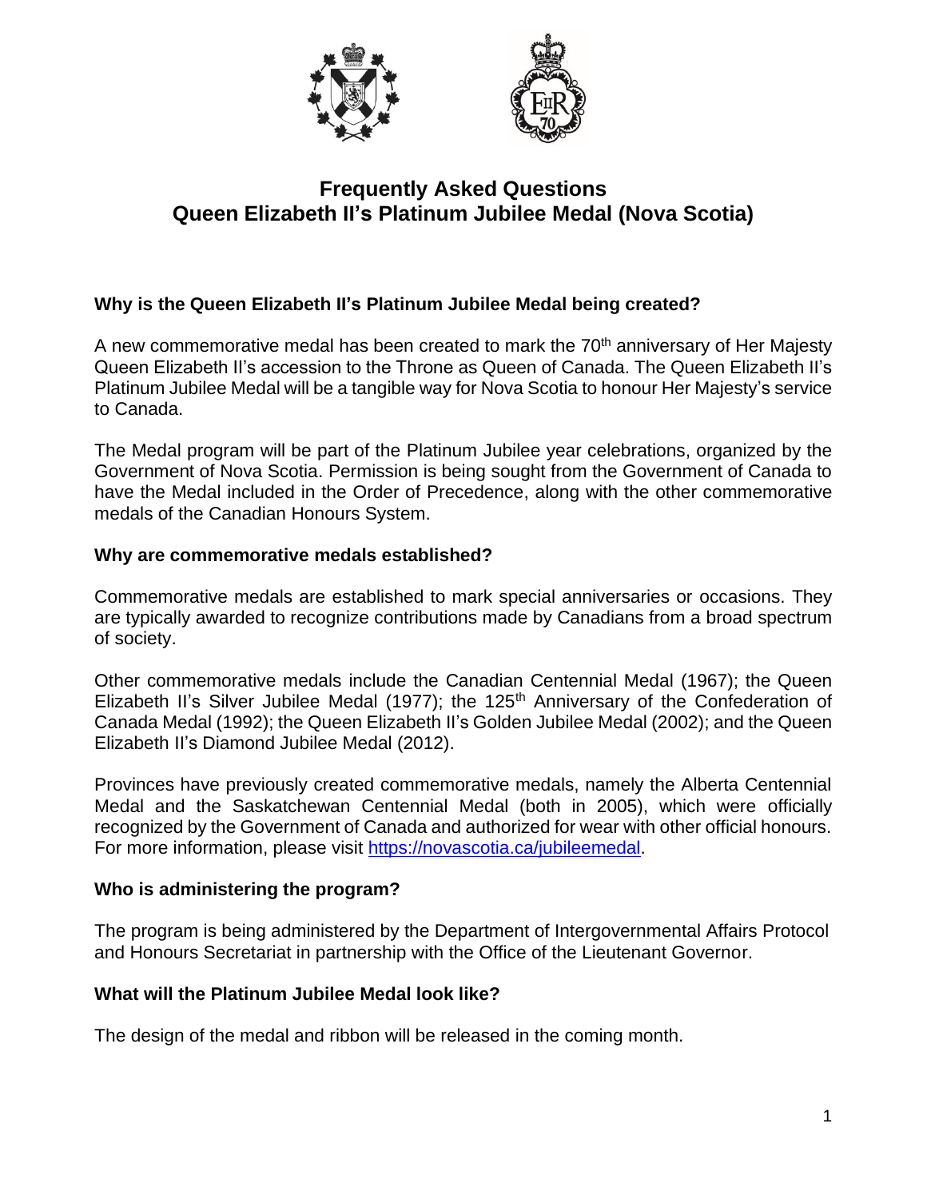# Frequently Asked Questions
# Queen Elizabeth II's Platinum Jubilee Medal (Nova Scotia)

### Why is the Queen Elizabeth II's Platinum Jubilee Medal being created?

A new commemorative medal has been created to mark the 70th anniversary of Her Majesty Queen Elizabeth II's accession to the Throne as Queen of Canada. The Queen Elizabeth II's Platinum Jubilee Medal will be a tangible way for Nova Scotia to honour Her Majesty's service to Canada.

The Medal program will be part of the Platinum Jubilee year celebrations, organized by the Government of Nova Scotia. Permission is being sought from the Government of Canada to have the Medal included in the Order of Precedence, along with the other commemorative medals of the Canadian Honours System.

### Why are commemorative medals established?

Commemorative medals are established to mark special anniversaries or occasions. They are typically awarded to recognize contributions made by Canadians from a broad spectrum of society.

Other commemorative medals include the Canadian Centennial Medal (1967); the Queen Elizabeth II's Silver Jubilee Medal (1977); the 125th Anniversary of the Confederation of Canada Medal (1992); the Queen Elizabeth II's Golden Jubilee Medal (2002); and the Queen Elizabeth II's Diamond Jubilee Medal (2012).

Provinces have previously created commemorative medals, namely the Alberta Centennial Medal and the Saskatchewan Centennial Medal (both in 2005), which were officially recognized by the Government of Canada and authorized for wear with other official honours. For more information, please visit [https://novascotia.ca/jubileemedal](https://novascotia.ca/jubileemedal).

### Who is administering the program?

The program is being administered by the Department of Intergovernmental Affairs Protocol and Honours Secretariat in partnership with the Office of the Lieutenant Governor.

### What will the Platinum Jubilee Medal look like?

The design of the medal and ribbon will be released in the coming month.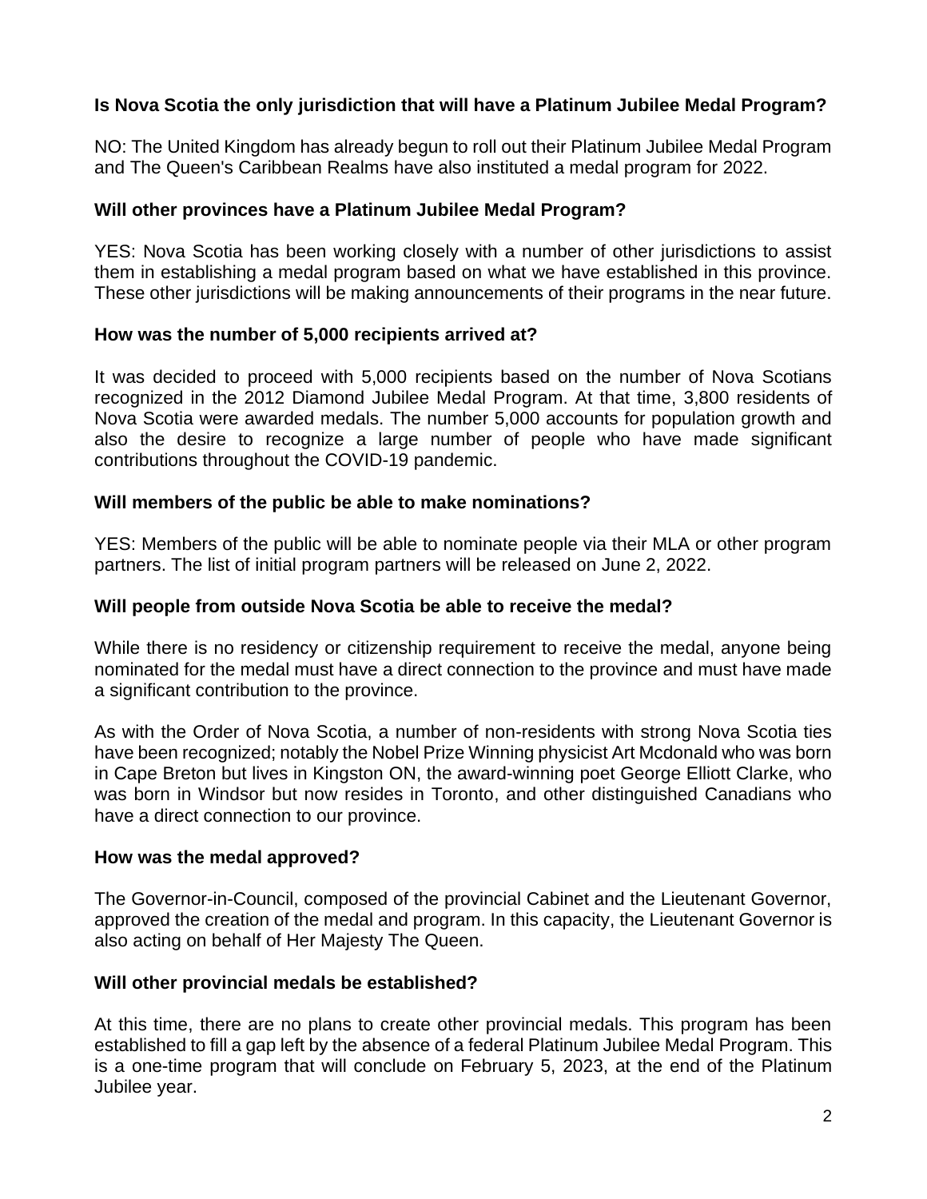**Is Nova Scotia the only jurisdiction that will have a Platinum Jubilee Medal Program?**

NO: The United Kingdom has already begun to roll out their Platinum Jubilee Medal Program and The Queen's Caribbean Realms have also instituted a medal program for 2022.

**Will other provinces have a Platinum Jubilee Medal Program?**

YES: Nova Scotia has been working closely with a number of other jurisdictions to assist them in establishing a medal program based on what we have established in this province. These other jurisdictions will be making announcements of their programs in the near future.

**How was the number of 5,000 recipients arrived at?**

It was decided to proceed with 5,000 recipients based on the number of Nova Scotians recognized in the 2012 Diamond Jubilee Medal Program. At that time, 3,800 residents of Nova Scotia were awarded medals. The number 5,000 accounts for population growth and also the desire to recognize a large number of people who have made significant contributions throughout the COVID-19 pandemic.

**Will members of the public be able to make nominations?**

YES: Members of the public will be able to nominate people via their MLA or other program partners. The list of initial program partners will be released on June 2, 2022.

**Will people from outside Nova Scotia be able to receive the medal?**

While there is no residency or citizenship requirement to receive the medal, anyone being nominated for the medal must have a direct connection to the province and must have made a significant contribution to the province.

As with the Order of Nova Scotia, a number of non-residents with strong Nova Scotia ties have been recognized; notably the Nobel Prize Winning physicist Art Mcdonald who was born in Cape Breton but lives in Kingston ON, the award-winning poet George Elliott Clarke, who was born in Windsor but now resides in Toronto, and other distinguished Canadians who have a direct connection to our province.

**How was the medal approved?**

The Governor-in-Council, composed of the provincial Cabinet and the Lieutenant Governor, approved the creation of the medal and program. In this capacity, the Lieutenant Governor is also acting on behalf of Her Majesty The Queen.

**Will other provincial medals be established?**

At this time, there are no plans to create other provincial medals. This program has been established to fill a gap left by the absence of a federal Platinum Jubilee Medal Program. This is a one-time program that will conclude on February 5, 2023, at the end of the Platinum Jubilee year.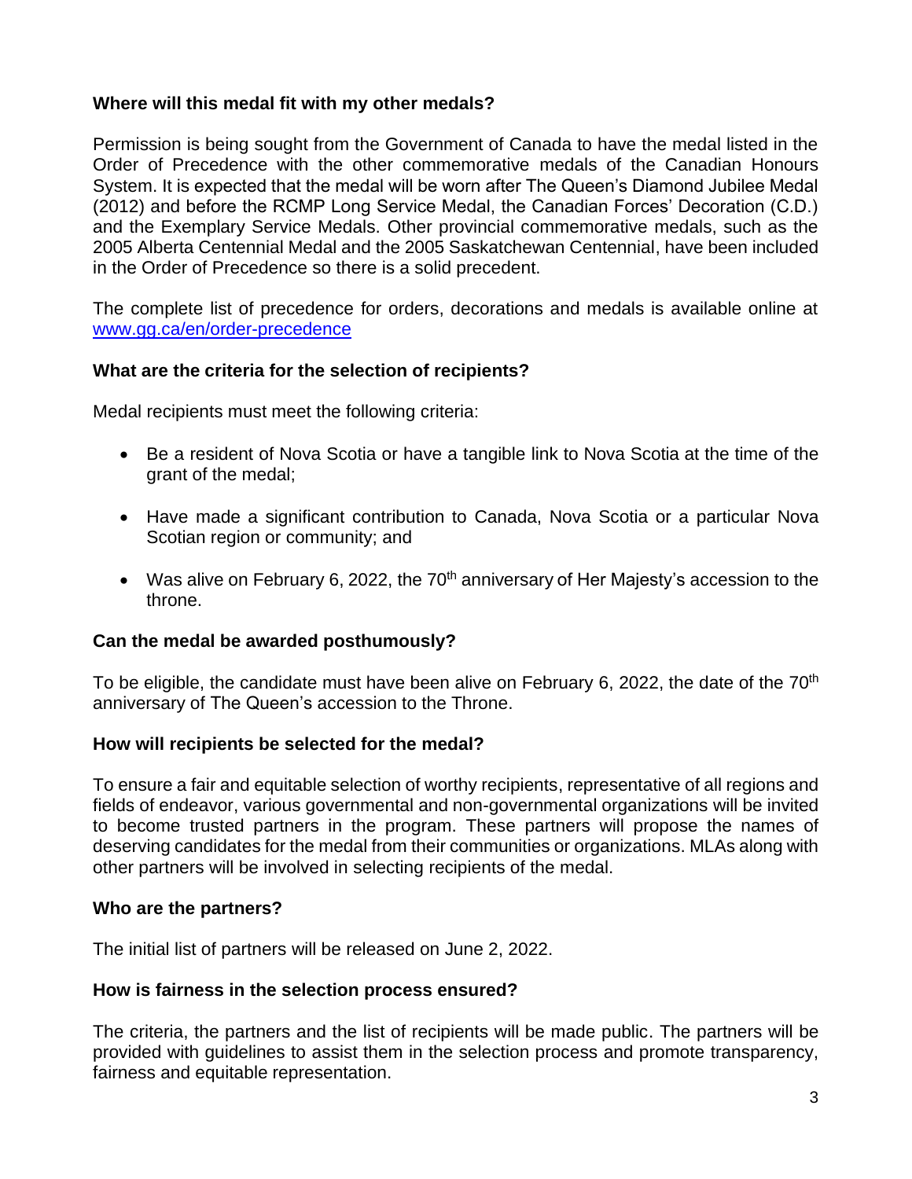**Where will this medal fit with my other medals?**

Permission is being sought from the Government of Canada to have the medal listed in the Order of Precedence with the other commemorative medals of the Canadian Honours System. It is expected that the medal will be worn after The Queen's Diamond Jubilee Medal (2012) and before the RCMP Long Service Medal, the Canadian Forces' Decoration (C.D.) and the Exemplary Service Medals. Other provincial commemorative medals, such as the 2005 Alberta Centennial Medal and the 2005 Saskatchewan Centennial, have been included in the Order of Precedence so there is a solid precedent.

The complete list of precedence for orders, decorations and medals is available online at [www.gg.ca/en/order-precedence](www.gg.ca/en/order-precedence)

**What are the criteria for the selection of recipients?**

Medal recipients must meet the following criteria:

- Be a resident of Nova Scotia or have a tangible link to Nova Scotia at the time of the grant of the medal;
- Have made a significant contribution to Canada, Nova Scotia or a particular Nova Scotian region or community; and
- Was alive on February 6, 2022, the 70th anniversary of Her Majesty's accession to the throne.

**Can the medal be awarded posthumously?**

To be eligible, the candidate must have been alive on February 6, 2022, the date of the 70th anniversary of The Queen's accession to the Throne.

**How will recipients be selected for the medal?**

To ensure a fair and equitable selection of worthy recipients, representative of all regions and fields of endeavor, various governmental and non-governmental organizations will be invited to become trusted partners in the program. These partners will propose the names of deserving candidates for the medal from their communities or organizations. MLAs along with other partners will be involved in selecting recipients of the medal.

**Who are the partners?**

The initial list of partners will be released on June 2, 2022.

**How is fairness in the selection process ensured?**

The criteria, the partners and the list of recipients will be made public. The partners will be provided with guidelines to assist them in the selection process and promote transparency, fairness and equitable representation.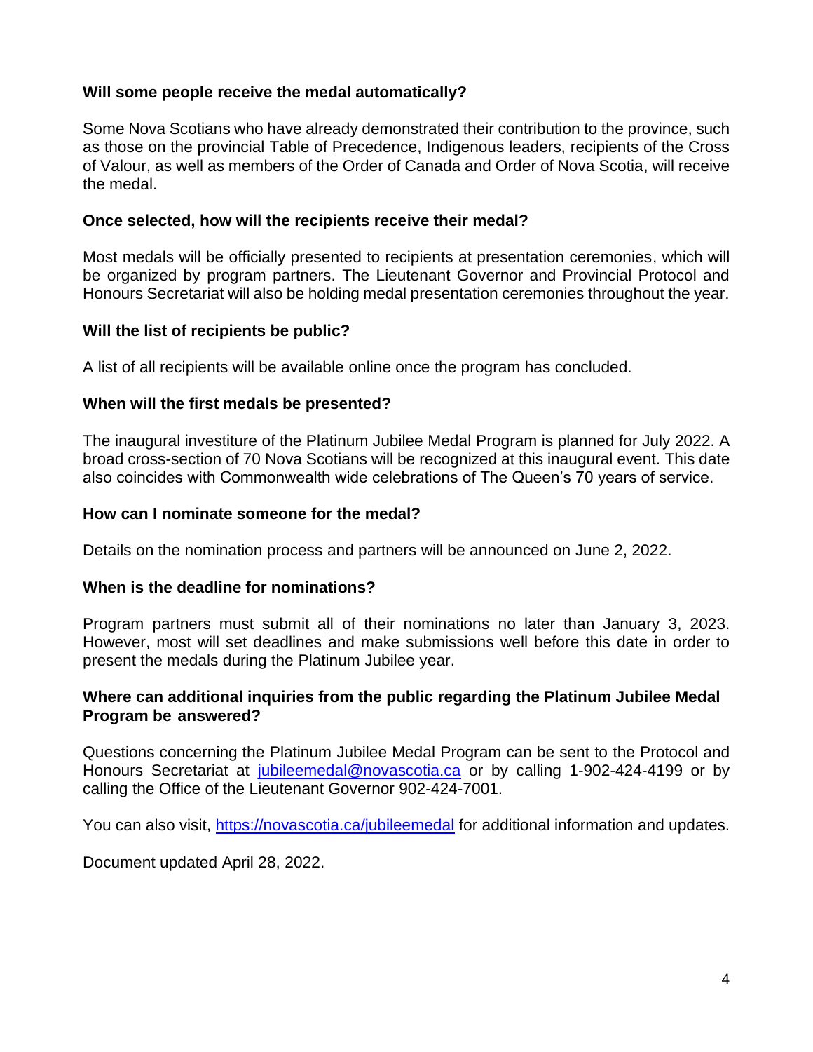**Will some people receive the medal automatically?**

Some Nova Scotians who have already demonstrated their contribution to the province, such as those on the provincial Table of Precedence, Indigenous leaders, recipients of the Cross of Valour, as well as members of the Order of Canada and Order of Nova Scotia, will receive the medal.

**Once selected, how will the recipients receive their medal?**

Most medals will be officially presented to recipients at presentation ceremonies, which will be organized by program partners. The Lieutenant Governor and Provincial Protocol and Honours Secretariat will also be holding medal presentation ceremonies throughout the year.

**Will the list of recipients be public?**

A list of all recipients will be available online once the program has concluded.

**When will the first medals be presented?**

The inaugural investiture of the Platinum Jubilee Medal Program is planned for July 2022. A broad cross-section of 70 Nova Scotians will be recognized at this inaugural event. This date also coincides with Commonwealth wide celebrations of The Queen's 70 years of service.

**How can I nominate someone for the medal?**

Details on the nomination process and partners will be announced on June 2, 2022.

**When is the deadline for nominations?**

Program partners must submit all of their nominations no later than January 3, 2023. However, most will set deadlines and make submissions well before this date in order to present the medals during the Platinum Jubilee year.

**Where can additional inquiries from the public regarding the Platinum Jubilee Medal Program be answered?**

Questions concerning the Platinum Jubilee Medal Program can be sent to the Protocol and Honours Secretariat at [jubileemedal@novascotia.ca](mailto:jubileemedal@novascotia.ca) or by calling 1-902-424-4199 or by calling the Office of the Lieutenant Governor 902-424-7001.

You can also visit, [https://novascotia.ca/jubileemedal](https://novascotia.ca/jubileemedal) for additional information and updates.

Document updated April 28, 2022.